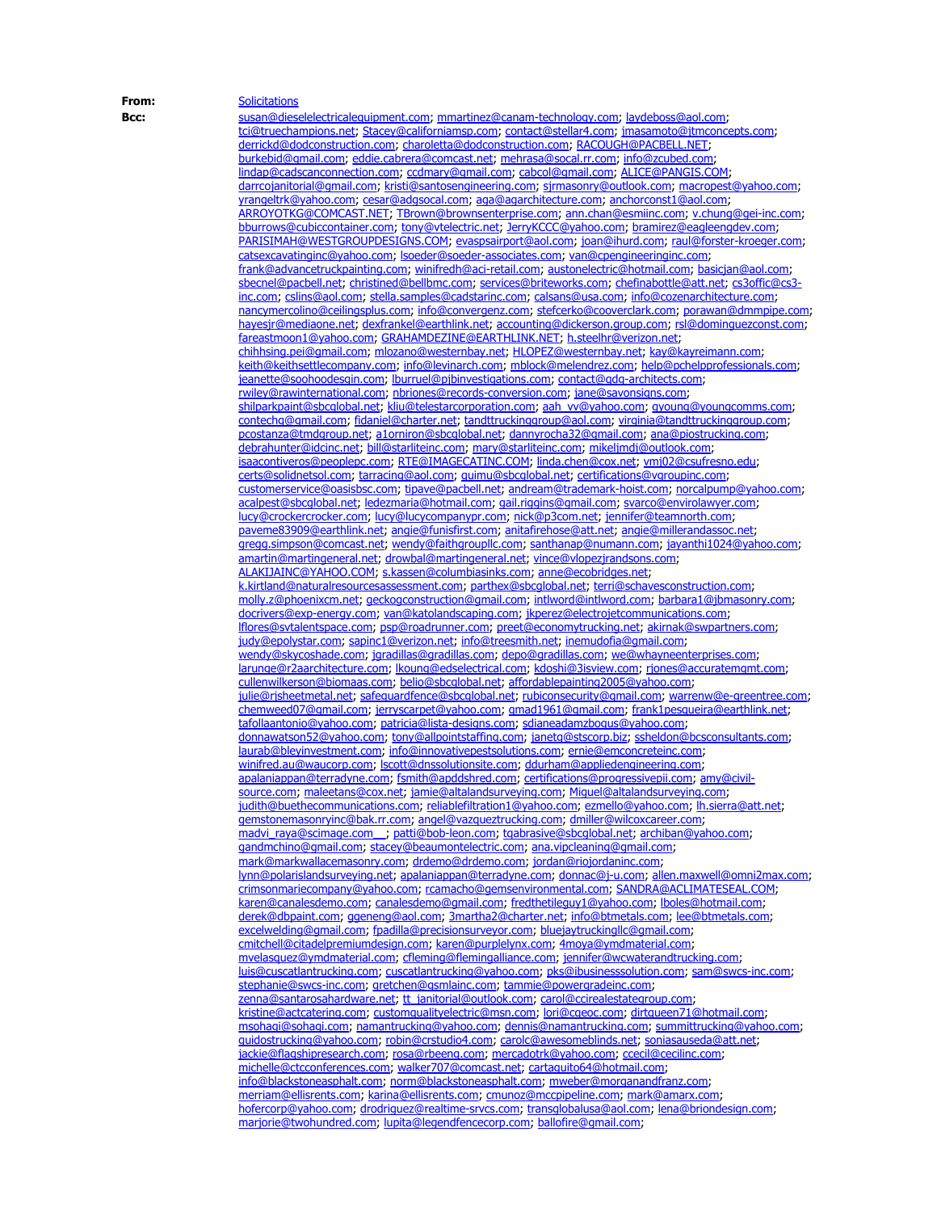**From:** Solicitations

**Bcc:** susan@dieselelectricalequipment.com; mmartinez@canam-technology.com; laydeboss@aol.com; tci@truechampions.net; Stacey@californiamsp.com; contact@stellar4.com; jmasamoto@jtmconcepts.com; derrickd@dodconstruction.com; charoletta@dodconstruction.com; RACOUGH@PACBELL.NET; burkebid@gmail.com; eddie.cabrera@comcast.net; mehrasa@socal.rr.com; info@zcubed.com; lindap@cadscanconnection.com; ccdmary@gmail.com; cabcol@gmail.com; ALICE@PANGIS.COM; darrcojanitorial@gmail.com; kristi@santosengineering.com; sjrmasonry@outlook.com; macropest@yahoo.com; yrangeltrk@yahoo.com; cesar@adgsocal.com; aga@agarchitecture.com; anchorconst1@aol.com; ARROYOTKG@COMCAST.NET; TBrown@brownsenterprise.com; ann.chan@esmiinc.com; v.chung@gei-inc.com; bburrows@cubiccontainer.com; tony@vtelectric.net; JerryKCCC@yahoo.com; bramirez@eagleengdev.com; PARISIMAH@WESTGROUPDESIGNS.COM; evaspsairport@aol.com; joan@ihurd.com; raul@forster-kroeger.com; catsexcavatinginc@yahoo.com; lsoeder@soeder-associates.com; van@cpengineeringinc.com; frank@advancetruckpainting.com; winifredh@aci-retail.com; austonelectric@hotmail.com; basicjan@aol.com; sbecnel@pacbell.net; christined@bellbmc.com; services@briteworks.com; chefinabottle@att.net; cs3offic@cs3-inc.com; cslins@aol.com; stella.samples@cadstarinc.com; calsans@usa.com; info@cozenarchitecture.com; nancymercolino@ceilingsplus.com; info@convergenz.com; stefcerko@cooverclark.com; porawan@dmmpipe.com; hayesjr@mediaone.net; dexfrankel@earthlink.net; accounting@dickerson.group.com; rsl@dominguezconst.com; fareastmoon1@yahoo.com; GRAHAMDEZINE@EARTHLINK.NET; h.steelhr@verizon.net; chihhsing.pei@gmail.com; mlozano@westernbay.net; HLOPEZ@westernbay.net; kay@kayreimann.com; keith@keithsettlecompany.com; info@levinarch.com; mblock@melendrez.com; help@pchelpprofessionals.com; jeanette@soohoodesgin.com; lburruel@pjbinvestigations.com; contact@gdg-architects.com; rwiley@rawinternational.com; nbriones@records-conversion.com; jane@savonsigns.com; shilparkpaint@sbcglobal.net; kliu@telestarcorporation.com; aah_vv@yahoo.com; gyoung@youngcomms.com; contechg@gmail.com; fidaniel@charter.net; tandttruckinggroup@aol.com; virginia@tandttruckinggroup.com; pcostanza@tmdgroup.net; a1orniron@sbcglobal.net; dannyrocha32@gmail.com; ana@piostrucking.com; debrahunter@idcinc.net; bill@starliteinc.com; mary@starliteinc.com; mikeljmdj@outlook.com; isaacontiveros@peoplepc.com; RTE@IMAGECATINC.COM; linda.chen@cox.net; vmj02@csufresno.edu; certs@solidnetsol.com; tarracinq@aol.com; guimu@sbcglobal.net; certifications@vgroupinc.com; customerservice@oasisbsc.com; tipave@pacbell.net; andream@trademark-hoist.com; norcalpump@yahoo.com; acalpest@sbcglobal.net; ledezmaria@hotmail.com; gail.riggins@gmail.com; svarco@envirolawyer.com; lucy@crockercrocker.com; lucy@lucycompanypr.com; nick@p3com.net; jennifer@teamnorth.com; paveme83909@earthlink.net; angie@funisfirst.com; anitafirehose@att.net; angie@millerandassoc.net; gregg.simpson@comcast.net; wendy@faithgroupllc.com; santhanap@numann.com; jayanthi1024@yahoo.com; amartin@martingeneral.net; drowbal@martingeneral.net; vince@vlopezjrandsons.com; ALAKIJAINC@YAHOO.COM; s.kassen@columbiasinks.com; anne@ecobridges.net; k.kirtland@naturalresourcesassessment.com; parthex@sbcglobal.net; terri@schavesconstruction.com; molly.z@phoenixcm.net; geckogconstruction@gmail.com; intlword@intlword.com; barbara1@jbmasonry.com; docrivers@exp-energy.com; van@katolandscaping.com; jkperez@electrojetcommunications.com; lflores@svtalentspace.com; psp@roadrunner.com; preet@economytrucking.net; akirnak@swpartners.com; judy@epolystar.com; sapinc1@verizon.net; info@treesmith.net; inemudofia@gmail.com; wendy@skycoshade.com; jgradillas@gradillas.com; depo@gradillas.com; we@whayneenterprises.com; larunge@r2aarchitecture.com; lkoung@edselectrical.com; kdoshi@3isview.com; rjones@accuratemgmt.com; cullenwilkerson@biomaas.com; belio@sbcglobal.net; affordablepainting2005@yahoo.com; julie@rjsheetmetal.net; safeguardfence@sbcglobal.net; rubiconsecurity@gmail.com; warrenw@e-greentree.com; chemweed07@gmail.com; jerryscarpet@yahoo.com; gmad1961@gmail.com; frank1pesqueira@earthlink.net; tafollaantonio@yahoo.com; patricia@lista-designs.com; sdianeadamzbogus@yahoo.com; donnawatson52@yahoo.com; tony@allpointstaffing.com; janetg@stscorp.biz; ssheldon@bcsconsultants.com; laurab@bleyinvestment.com; info@innovativepestsolutions.com; ernie@emconcreteinc.com; winifred.au@waucorp.com; lscott@dnssolutionsite.com; ddurham@appliedengineering.com; apalaniappan@terradyne.com; fsmith@apddshred.com; certifications@progressivepii.com; amy@civil-source.com; maleetans@cox.net; jamie@altalandsurveying.com; Miguel@altalandsurveying.com; judith@buethecommunications.com; reliablefiltration1@yahoo.com; ezmello@yahoo.com; lh.sierra@att.net; gemstonemasonryinc@bak.rr.com; angel@vazqueztrucking.com; dmiller@wilcoxcareer.com; madvi_raya@scimage.com__; patti@bob-leon.com; tgabrasive@sbcglobal.net; archiban@yahoo.com; gandmchino@gmail.com; stacey@beaumontelectric.com; ana.vipcleaning@gmail.com; mark@markwallacemasonry.com; drdemo@drdemo.com; jordan@riojordaninc.com; lynn@polarislandsurveying.net; apalaniappan@terradyne.com; donnac@j-u.com; allen.maxwell@omni2max.com; crimsonmariecompany@yahoo.com; rcamacho@gemsenvironmental.com; SANDRA@ACLIMATESEAL.COM; karen@canalesdemo.com; canalesdemo@gmail.com; fredthetileguy1@yahoo.com; lboles@hotmail.com; derek@dbpaint.com; ggeneng@aol.com; 3martha2@charter.net; info@btmetals.com; lee@btmetals.com; excelwelding@gmail.com; fpadilla@precisionsurveyor.com; bluejaytruckingllc@gmail.com; cmitchell@citadelpremiumdesign.com; karen@purplelynx.com; 4moya@ymdmaterial.com; mvelasquez@ymdmaterial.com; cfleming@flemingalliance.com; jennifer@wcwaterandtrucking.com; luis@cuscatlantrucking.com; cuscatlantrucking@yahoo.com; pks@ibusinesssolution.com; sam@swcs-inc.com; stephanie@swcs-inc.com; gretchen@gsmlainc.com; tammie@powergradeinc.com; zenna@santarosahardware.net; tt_janitorial@outlook.com; carol@ccirealestategroup.com; kristine@actcatering.com; customqualityelectric@msn.com; lori@cgeoc.com; dirtqueen71@hotmail.com; msohagi@sohagi.com; namantrucking@yahoo.com; dennis@namantrucking.com; summittrucking@yahoo.com; guidostrucking@yahoo.com; robin@crstudio4.com; carolc@awesomeblinds.net; soniasauseda@att.net; jackie@flagshipresearch.com; rosa@rbeeng.com; mercadotrk@yahoo.com; ccecil@cecilinc.com; michelle@ctcconferences.com; walker707@comcast.net; cartaguito64@hotmail.com; info@blackstoneasphalt.com; norm@blackstoneasphalt.com; mweber@morganandfranz.com; merriam@ellisrents.com; karina@ellisrents.com; cmunoz@mccpipeline.com; mark@amarx.com; hofercorp@yahoo.com; drodriguez@realtime-srvcs.com; transglobalusa@aol.com; lena@briondesign.com; marjorie@twohundred.com; lupita@legendfencecorp.com; ballofire@gmail.com;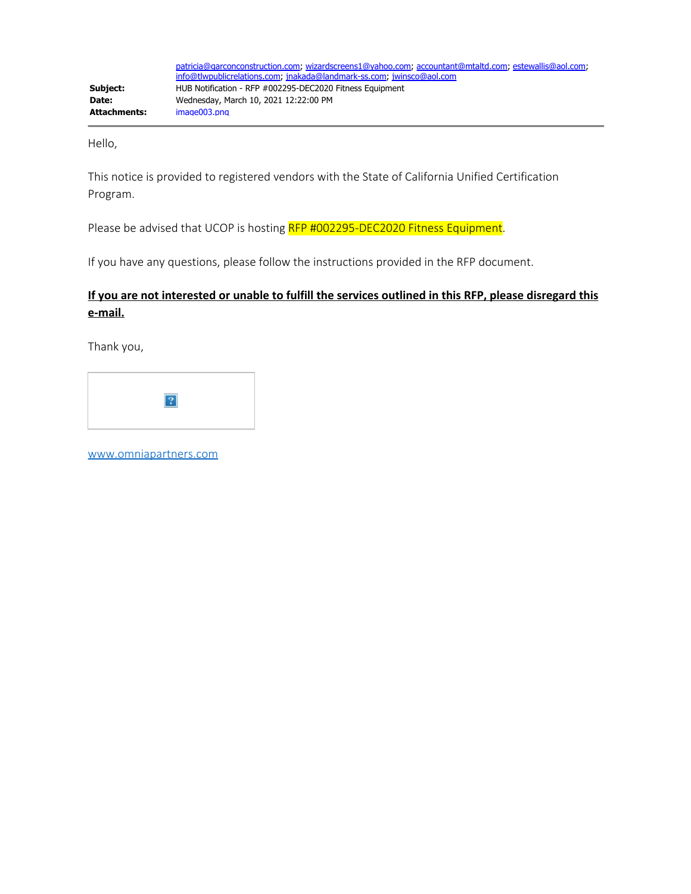patricia@qarconconstruction.com; wizardscreens1@yahoo.com; accountant@mtaltd.com; estewallis@aol.com; info@tlwpublicrelations.com; jnakada@landmark-ss.com; jwinsco@aol.com

**Subject:** HUB Notification - RFP #002295-DEC2020 Fitness Equipment
**Date:** Wednesday, March 10, 2021 12:22:00 PM
**Attachments:** image003.png

---

Hello,

This notice is provided to registered vendors with the State of California Unified Certification Program.

Please be advised that UCOP is hosting RFP #002295-DEC2020 Fitness Equipment.

If you have any questions, please follow the instructions provided in the RFP document.

**If you are not interested or unable to fulfill the services outlined in this RFP, please disregard this e-mail.**

Thank you,

www.omniapartners.com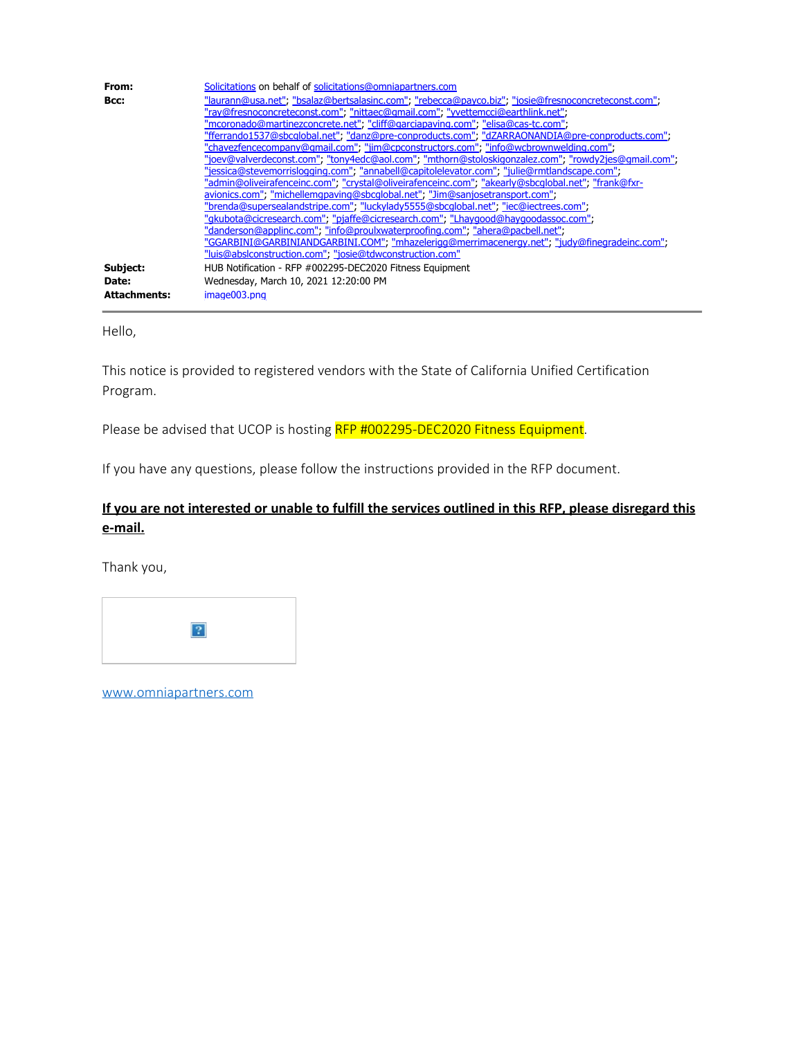**From:** Solicitations on behalf of solicitations@omniapartners.com

**Bcc:** "laurann@usa.net"; "bsalaz@bertsalasinc.com"; "rebecca@payco.biz"; "josie@fresnoconcreteconst.com"; "ray@fresnoconcreteconst.com"; "nittaec@gmail.com"; "yvettemcci@earthlink.net"; "mcoronado@martinezconcrete.net"; "cliff@garciapaving.com"; "elisa@cas-tc.com"; "fferrando1537@sbcglobal.net"; "danz@pre-conproducts.com"; "dZARRAONANDIA@pre-conproducts.com"; "chavezfencecompany@gmail.com"; "jim@cpconstructors.com"; "info@wcbrownwelding.com"; "joev@valverdeconst.com"; "tony4edc@aol.com"; "mthorn@stoloskigonzalez.com"; "rowdy2jes@gmail.com"; "jessica@stevemorrislogging.com"; "annabell@capitolelevator.com"; "julie@rmtlandscape.com"; "admin@oliveirafenceinc.com"; "crystal@oliveirafenceinc.com"; "akearly@sbcglobal.net"; "frank@fxr-avionics.com"; "michellemgpaving@sbcglobal.net"; "Jim@sanjosetransport.com"; "brenda@supersealandstripe.com"; "luckylady5555@sbcglobal.net"; "iec@iectrees.com"; "gkubota@cicresearch.com"; "pjaffe@cicresearch.com"; "Lhaygood@haygoodassoc.com"; "danderson@applinc.com"; "info@proulxwaterproofing.com"; "ahera@pacbell.net"; "GGARBINI@GARBINIANDGARBINI.COM"; "mhazelerigg@merrimacenergy.net"; "judy@finegradeinc.com"; "luis@abslconstruction.com"; "josie@tdwconstruction.com"

**Subject:** HUB Notification - RFP #002295-DEC2020 Fitness Equipment

**Date:** Wednesday, March 10, 2021 12:20:00 PM

**Attachments:** image003.png

---

Hello,

This notice is provided to registered vendors with the State of California Unified Certification Program.

Please be advised that UCOP is hosting RFP #002295-DEC2020 Fitness Equipment.

If you have any questions, please follow the instructions provided in the RFP document.

**If you are not interested or unable to fulfill the services outlined in this RFP, please disregard this e-mail.**

Thank you,

www.omniapartners.com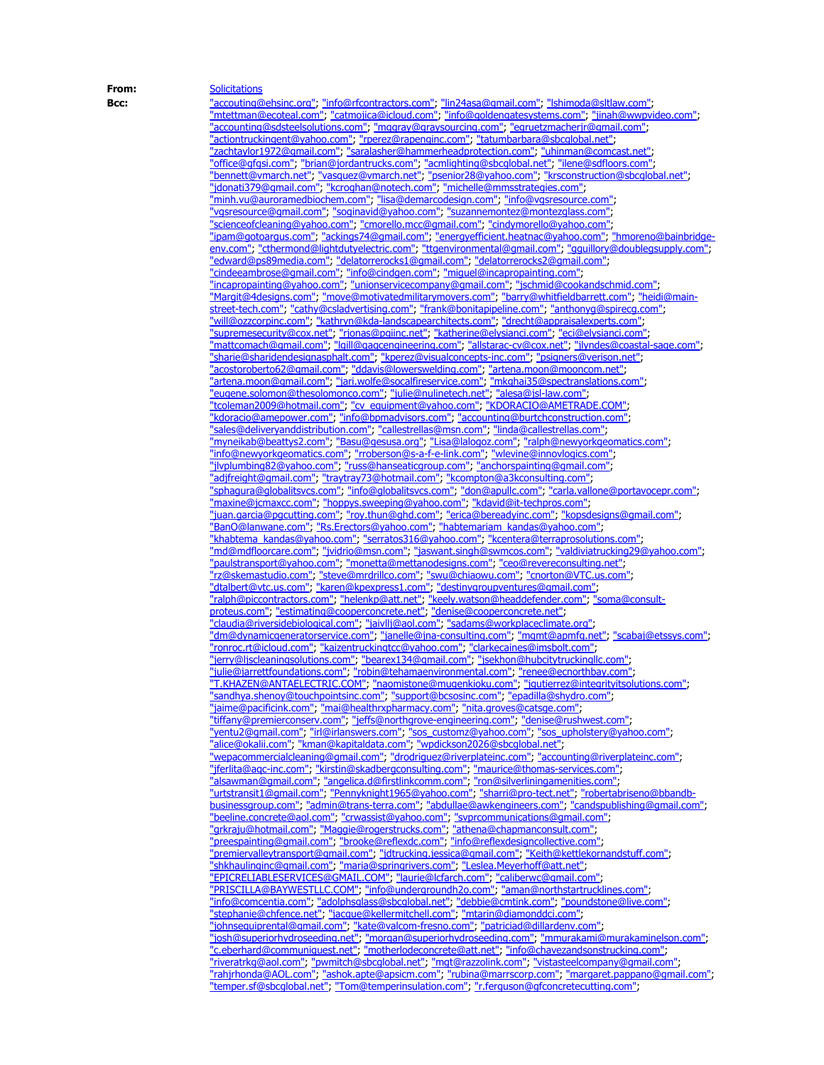**From:** Solicitations

**Bcc:** "accouting@ehsinc.org"; "info@rfcontractors.com"; "lin24asa@gmail.com"; "lshimoda@sltlaw.com"; "mtettman@ecoteal.com"; "catmojica@icloud.com"; "info@goldengatesystems.com"; "jinah@wwpvideo.com"; "accounting@sdsteelsolutions.com"; "mggray@graysourcing.com"; "egruetzmacherjr@gmail.com"; "actiontruckingent@yahoo.com"; "rperez@rapenginc.com"; "tatumbarbara@sbcglobal.net"; "zachtaylor1972@gmail.com"; "saralasher@hammerheadprotection.com"; "uhinman@comcast.net"; "office@gfgsi.com"; "brian@jordantrucks.com"; "acmlighting@sbcglobal.net"; "ilene@sdfloors.com"; "bennett@vmarch.net"; "vasquez@vmarch.net"; "psenior28@yahoo.com"; "krsconstruction@sbcglobal.net"; "jdonati379@gmail.com"; "kcroghan@notech.com"; "michelle@mmsstrategies.com"; "minh.vu@auroramedbiochem.com"; "lisa@demarcodesign.com"; "info@vgsresource.com"; "vgsresource@gmail.com"; "soginavid@yahoo.com"; "suzannemontez@montezglass.com"; "scienceofcleaning@yahoo.com"; "cmorello.mcc@gmail.com"; "cindymorello@yahoo.com"; "ipam@gotoargus.com"; "ackings74@gmail.com"; "energyefficient.heatnac@yahoo.com"; "hmoreno@bainbridge-env.com"; "cthermond@lightdutyelectric.com"; "ttgenvironmental@gmail.com"; "gguillory@doublegsupply.com"; "edward@ps89media.com"; "delatorrerocks1@gmail.com"; "delatorrerocks2@gmail.com"; "cindeeambrose@gmail.com"; "info@cindgen.com"; "miguel@incapropainting.com"; "incapropainting@yahoo.com"; "unionservicecompany@gmail.com"; "jschmid@cookandschmid.com"; "Margit@4designs.com"; "move@motivatedmilitarymovers.com"; "barry@whitfieldbarrett.com"; "heidi@main-street-tech.com"; "cathy@csladvertising.com"; "frank@bonitapipeline.com"; "anthonyg@spirecg.com"; "will@ozzcorpinc.com"; "kathryn@kda-landscapearchitects.com"; "drecht@appraisalexperts.com"; "supremesecurity@cox.net"; "rjonas@pgiinc.net"; "katherine@elysianci.com"; "eci@elysianci.com"; "mattcomach@gmail.com"; "lgill@gagcengineering.com"; "allstarac-cv@cox.net"; "jlyndes@coastal-sage.com"; "sharie@sharidendesignasphalt.com"; "kperez@visualconcepts-inc.com"; "psigners@verison.net"; "acostoroberto62@gmail.com"; "ddavis@lowerswelding.com"; "artena.moon@mooncom.net"; "artena.moon@gmail.com"; "jari.wolfe@socalfreeview.com"; "mkghai35@spectranslations.com"; "eugene.solomon@thesolomonco.com"; "julie@nulinetech.net"; "alesa@jsl-law.com"; "tcoleman2009@hotmail.com"; "cv_equipment@yahoo.com"; "KDORACIO@AMETRADE.COM"; "kdoracio@amepower.com"; "info@bpmadvisors.com"; "accounting@burtchconstruction.com"; "sales@deliveryanddistribution.com"; "callestrellas@msn.com"; "linda@callestrellas.com"; "myneikab@beattys2.com"; "Basu@gesusa.org"; "Lisa@lalogoz.com"; "ralph@newyorkgeomatics.com"; "info@newyorkgeomatics.com"; "rroberson@s-a-f-e-link.com"; "wlevine@innovlogics.com"; "jlvplumbing82@yahoo.com"; "russ@hanseaticgroup.com"; "anchorspainting@gmail.com"; "adjfreight@gmail.com"; "traytray73@hotmail.com"; "kcompton@a3kconsulting.com"; "sphagura@globalitsvcs.com"; "info@globalitsvcs.com"; "don@apullc.com"; "carla.vallone@portavocepr.com"; "maxine@jcmaxcc.com"; "hoppys.sweeping@yahoo.com"; "kdavid@it-techpros.com"; "juan.garcia@pgcutting.com"; "roy.thun@ghd.com"; "erica@bereadyinc.com"; "kopsdesigns@gmail.com"; "BanO@lanwane.com"; "Rs.Erectors@yahoo.com"; "habtemariam_kandas@yahoo.com"; "khabtema_kandas@yahoo.com"; "serratos316@yahoo.com"; "kcentera@terraprosolutions.com"; "md@mdfloorcare.com"; "jvidrio@msn.com"; "jaswant.singh@swmcos.com"; "valdiviatrucking29@yahoo.com"; "paulstransport@yahoo.com"; "monetta@mettanodesigns.com"; "ceo@revereconsulting.net"; "rz@skemastudio.com"; "steve@mrdrillco.com"; "swu@chiaowu.com"; "cnorton@VTC.us.com"; "dtalbert@vtc.us.com"; "karen@kpexpress1.com"; "destinygroupventures@gmail.com"; "ralph@piccontractors.com"; "helenkp@att.net"; "keely.watson@headdefender.com"; "soma@consult-proteus.com"; "estimating@cooperconcrete.net"; "denise@cooperconcrete.net"; "claudia@riversidebiological.com"; "jaivllj@aol.com"; "sadams@workplaceclimate.org"; "dm@dynamicgeneratorservice.com"; "janelle@jna-consulting.com"; "mgmt@apmfg.net"; "scabaj@etssys.com"; "ronroc.rt@icloud.com"; "kaizentruckingtcc@yahoo.com"; "clarkecaines@imsbolt.com"; "jerry@ljscleaningsolutions.com"; "bearex134@gmail.com"; "jsekhon@hubcitytruckingllc.com"; "julie@jarrettfoundations.com"; "robin@tehamaenvironmental.com"; "renee@ecnorthbay.com"; "T.KHAZEN@ANTAELECTRIC.COM"; "naomistone@mugenkioku.com"; "jgutierrez@integrityitsolutions.com"; "sandhya.shenoy@touchpointsinc.com"; "support@bcsosinc.com"; "epadilla@shydro.com"; "jaime@pacificink.com"; "mai@healthrxpharmacy.com"; "nita.groves@catsge.com"; "tiffany@premierconserv.com"; "jeffs@northgrove-engineering.com"; "denise@rushwest.com"; "yentu2@gmail.com"; "irl@irlanswers.com"; "sos_customz@yahoo.com"; "sos_upholstery@yahoo.com"; "alice@okalii.com"; "kman@kapitaldata.com"; "wpdickson2026@sbcglobal.net"; "wepacommercialcleaning@gmail.com"; "drodriguez@riverplateinc.com"; "accounting@riverplateinc.com"; "jferlita@agc-inc.com"; "kirstin@skadbergconsulting.com"; "maurice@thomas-services.com"; "alsawman@gmail.com"; "angelica.d@firstlinkcomm.com"; "ron@silverliningamenities.com"; "urtstransit1@gmail.com"; "Pennyknight1965@yahoo.com"; "sharri@pro-tect.net"; "robertabriseno@bbandb-businessgroup.com"; "admin@trans-terra.com"; "abdullae@awkengineers.com"; "candspublishing@gmail.com"; "beeline.concrete@aol.com"; "crwassist@yahoo.com"; "svprcommunications@gmail.com"; "grkraju@hotmail.com"; "Maggie@rogerstrucks.com"; "athena@chapmanconsult.com"; "preespainting@gmail.com"; "brooke@reflexdc.com"; "info@reflexdesigncollective.com"; "premiervalleytransport@gmail.com"; "jdtrucking.jessica@gmail.com"; "Keith@kettlekornandstuff.com"; "shkhaulinginc@gmail.com"; "maria@springrivers.com"; "Leslea.Meyerhoff@att.net"; "EPICRELIABLESERVICES@GMAIL.COM"; "laurie@lcfarch.com"; "caliberwc@gmail.com"; "PRISCILLA@BAYWESTLLC.COM"; "info@undergroundh2o.com"; "aman@northstartrucklines.com"; "info@comcentia.com"; "adolphsglass@sbcglobal.net"; "debbie@cmtink.com"; "poundstone@live.com"; "stephanie@chfence.net"; "jacque@kellermitchell.com"; "mtarin@diamonddci.com"; "johnsequiprental@gmail.com"; "kate@valcom-fresno.com"; "patriciad@dillardenv.com"; "josh@superiorhydroseeding.net"; "morgan@superiorhydroseeding.com"; "mmurakami@murakaminelson.com"; "c.eberhard@communiquest.net"; "motherlodeconcrete@att.net"; "info@chavezandsonstrucking.com"; "riveratrkg@aol.com"; "pwmitch@sbcglobal.net"; "mgt@razzolink.com"; "vistasteelcompany@gmail.com"; "rahjrhonda@AOL.com"; "ashok.apte@apsicm.com"; "rubina@marrscorp.com"; "margaret.pappano@gmail.com"; "temper.sf@sbcglobal.net"; "Tom@temperinsulation.com"; "r.ferguson@gfconcretecutting.com";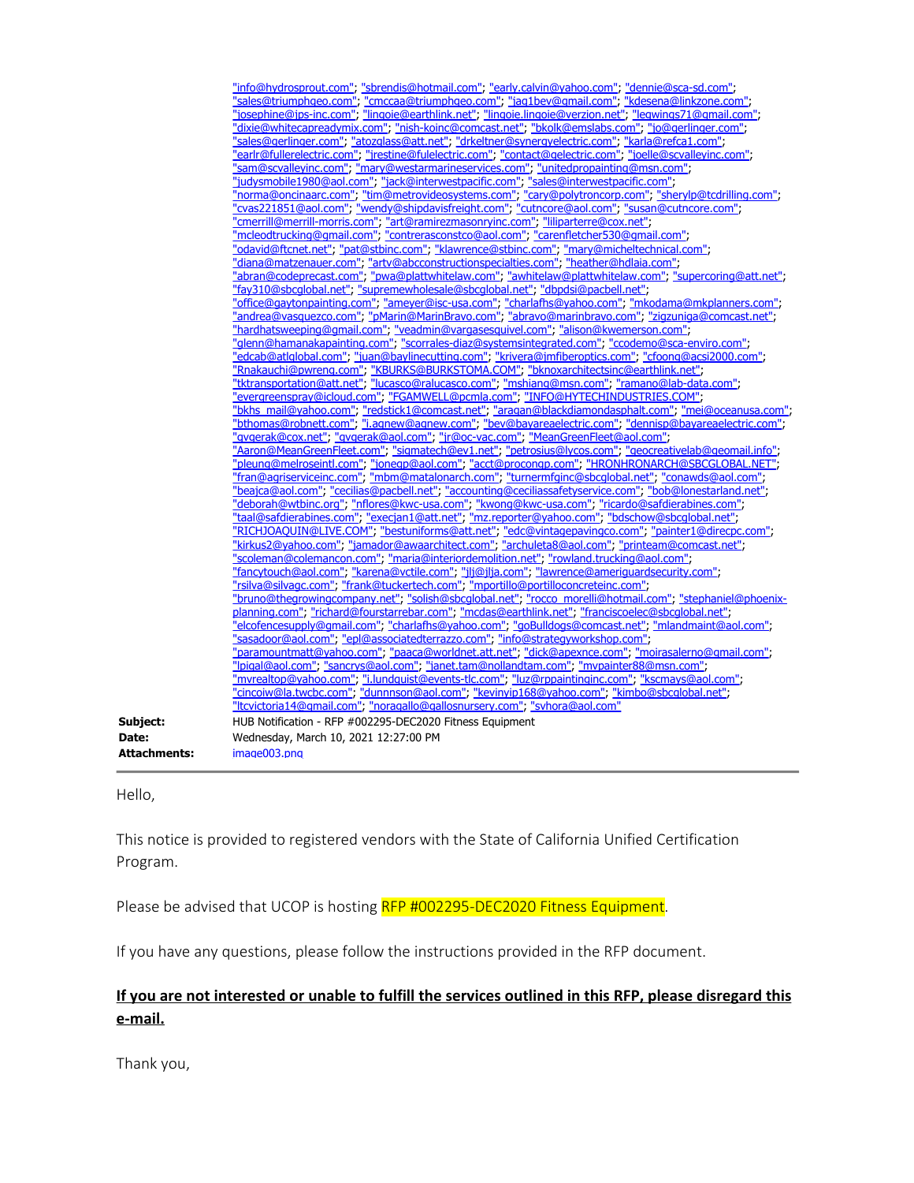"info@hydrosprout.com"; "sbrendis@hotmail.com"; "early.calvin@yahoo.com"; "dennie@sca-sd.com"; "sales@triumphgeo.com"; "cmccaa@triumphgeo.com"; "jag1bev@gmail.com"; "kdesena@linkzone.com"; "josephine@jps-inc.com"; "lingoie@earthlink.net"; "lingoie.lingoie@verzion.net"; "legwings71@gmail.com"; "dixie@whitecapreadymix.com"; "nish-koinc@comcast.net"; "bkolk@emslabs.com"; "jo@gerlinger.com"; "sales@gerlinger.com"; "atozglass@att.net"; "drkeltner@synergyelectric.com"; "karla@refca1.com"; "earlr@fullerelectric.com"; "jrestine@fulelectric.com"; "contact@gelectric.com"; "joelle@scvalleyinc.com"; "sam@scvalleyinc.com"; "mary@westarmarineservices.com"; "unitedpropainting@msn.com"; "judysmobile1980@aol.com"; "jack@interwestpacific.com"; "sales@interwestpacific.com"; "norma@oncinaarc.com"; "tim@metrovideosystems.com"; "cary@polytroncorp.com"; "sherylp@tcdrilling.com"; "cvas221851@aol.com"; "wendy@shipdavisfreight.com"; "cutncore@aol.com"; "susan@cutncore.com"; "cmerrill@merrill-morris.com"; "art@ramirezmasonryinc.com"; "liliparterre@cox.net"; "mcleodtrucking@gmail.com"; "contrerasconstco@aol.com"; "carenfletcher530@gmail.com"; "odavid@ftcnet.net"; "pat@stbinc.com"; "klawrence@stbinc.com"; "mary@micheltechnical.com"; "diana@matzenauer.com"; "artv@abcconstructionspecialties.com"; "heather@hdlaia.com"; "abran@codeprecast.com"; "pwa@plattwhitelaw.com"; "awhitelaw@plattwhitelaw.com"; "supercoring@att.net"; "fay310@sbcglobal.net"; "supremewholesale@sbcglobal.net"; "dbpdsi@pacbell.net"; "office@gaytonpainting.com"; "ameyer@isc-usa.com"; "charlafhs@yahoo.com"; "mkodama@mkplanners.com"; "andrea@vasquezco.com"; "pMarin@MarinBravo.com"; "abravo@marinbravo.com"; "zigzuniga@comcast.net"; "hardhatsweeping@gmail.com"; "veadmin@vargasesquivel.com"; "alison@kwemerson.com"; "glenn@hamanakapainting.com"; "scorrales-diaz@systemsintegrated.com"; "ccodemo@sca-enviro.com"; "edcab@atlglobal.com"; "juan@baylinecutting.com"; "krivera@jmfiberoptics.com"; "cfoong@acsi2000.com"; "Rnakauchi@pwreng.com"; "KBURKS@BURKSTOMA.COM"; "bknoxarchitectsinc@earthlink.net"; "tktransportation@att.net"; "lucasco@ralucasco.com"; "mshiang@msn.com"; "ramano@lab-data.com"; "evergreenspray@icloud.com"; "FGAMWELL@pcmla.com"; "INFO@HYTECHINDUSTRIES.COM"; "bkhs_mail@yahoo.com"; "redstick1@comcast.net"; "aragan@blackdiamondasphalt.com"; "mei@oceanusa.com"; "bthomas@robnett.com"; "j.agnew@agnew.com"; "bev@bayareaelectric.com"; "dennisp@bayareaelectric.com"; "gvgerak@cox.net"; "gvgerak@aol.com"; "jr@oc-vac.com"; "MeanGreenFleet@aol.com"; "Aaron@MeanGreenFleet.com"; "sigmatech@ev1.net"; "petrosius@lycos.com"; "geocreativelab@geomail.info"; "pleung@melroseintl.com"; "jonegp@aol.com"; "acct@procongp.com"; "HRONHRONARCH@SBCGLOBAL.NET"; "fran@agriserviceinc.com"; "mbm@matalonarch.com"; "turnermfginc@sbcglobal.net"; "conawds@aol.com"; "beajca@aol.com"; "cecilias@pacbell.net"; "accounting@ceciliassafetyservice.com"; "bob@lonestarland.net"; "deborah@wtbinc.org"; "nflores@kwc-usa.com"; "kwong@kwc-usa.com"; "ricardo@safdierabines.com"; "taal@safdierabines.com"; "execjan1@att.net"; "mz.reporter@yahoo.com"; "bdschow@sbcglobal.net"; "RICHJOAQUIN@LIVE.COM"; "bestuniforms@att.net"; "edc@vintagepavingco.com"; "painter1@direcpc.com"; "kirkus2@yahoo.com"; "jamador@awaarchitect.com"; "archuleta8@aol.com"; "printeam@comcast.net"; "scoleman@colemancon.com"; "maria@interiordemolition.net"; "rowland.trucking@aol.com"; "fancytouch@aol.com"; "karena@vctile.com"; "jlj@jlja.com"; "lawrence@ameriguardsecurity.com"; "rsilva@silvagc.com"; "frank@tuckertech.com"; "mportillo@portilloconcreteinc.com"; "bruno@thegrowingcompany.net"; "solish@sbcglobal.net"; "rocco_morelli@hotmail.com"; "stephaniel@phoenix-planning.com"; "richard@fourstarrebar.com"; "mcdas@earthlink.net"; "franciscoelec@sbcglobal.net"; "elcofencesupply@gmail.com"; "charlafhs@yahoo.com"; "goBulldogs@comcast.net"; "mlandmaint@aol.com"; "sasadoor@aol.com"; "epl@associatedterrazzo.com"; "info@strategyworkshop.com"; "paramountmatt@yahoo.com"; "paaca@worldnet.att.net"; "dick@apexnce.com"; "moirasalerno@gmail.com"; "lpigal@aol.com"; "sancrys@aol.com"; "janet.tam@nollandtam.com"; "mvpainter88@msn.com"; "mvrealtop@yahoo.com"; "j.lundquist@events-tlc.com"; "luz@rppaintinginc.com"; "kscmays@aol.com"; "cincoiw@la.twcbc.com"; "dunnnson@aol.com"; "kevinyip168@yahoo.com"; "kimbo@sbcglobal.net"; "ltcvictoria14@gmail.com"; "noragallo@gallosnursery.com"; "svhora@aol.com"

**Subject:** HUB Notification - RFP #002295-DEC2020 Fitness Equipment
**Date:** Wednesday, March 10, 2021 12:27:00 PM
**Attachments:** image003.png

---

Hello,

This notice is provided to registered vendors with the State of California Unified Certification Program.

Please be advised that UCOP is hosting RFP #002295-DEC2020 Fitness Equipment.

If you have any questions, please follow the instructions provided in the RFP document.

**If you are not interested or unable to fulfill the services outlined in this RFP, please disregard this e-mail.**

Thank you,